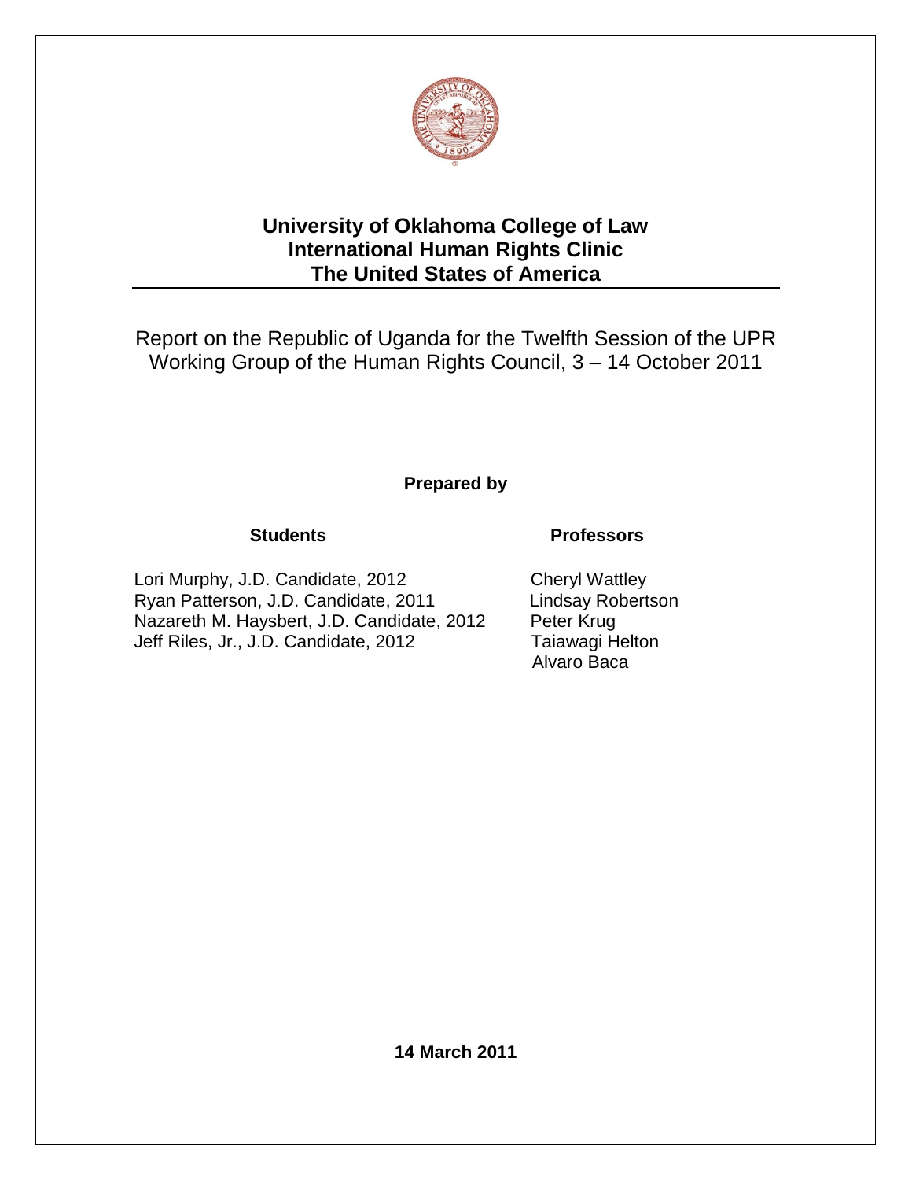# University of Oklahoma College of Law
# International Human Rights Clinic
# The United States of America

Report on the Republic of Uganda for the Twelfth Session of the UPR Working Group of the Human Rights Council, 3 – 14 October 2011

**Prepared by**

**Students**

Lori Murphy, J.D. Candidate, 2012
Ryan Patterson, J.D. Candidate, 2011
Nazareth M. Haysbert, J.D. Candidate, 2012
Jeff Riles, Jr., J.D. Candidate, 2012

**Professors**

Cheryl Wattley
Lindsay Robertson
Peter Krug
Taiawagi Helton
Alvaro Baca

**14 March 2011**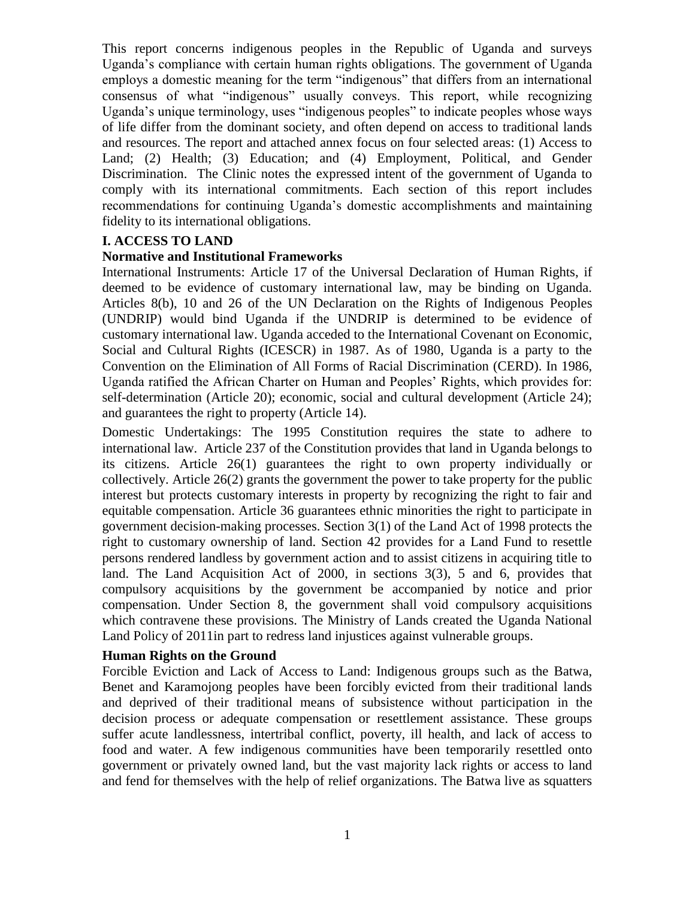This report concerns indigenous peoples in the Republic of Uganda and surveys Uganda's compliance with certain human rights obligations. The government of Uganda employs a domestic meaning for the term "indigenous" that differs from an international consensus of what "indigenous" usually conveys. This report, while recognizing Uganda's unique terminology, uses "indigenous peoples" to indicate peoples whose ways of life differ from the dominant society, and often depend on access to traditional lands and resources. The report and attached annex focus on four selected areas: (1) Access to Land; (2) Health; (3) Education; and (4) Employment, Political, and Gender Discrimination. The Clinic notes the expressed intent of the government of Uganda to comply with its international commitments. Each section of this report includes recommendations for continuing Uganda's domestic accomplishments and maintaining fidelity to its international obligations.

## I. ACCESS TO LAND

### Normative and Institutional Frameworks

International Instruments: Article 17 of the Universal Declaration of Human Rights, if deemed to be evidence of customary international law, may be binding on Uganda. Articles 8(b), 10 and 26 of the UN Declaration on the Rights of Indigenous Peoples (UNDRIP) would bind Uganda if the UNDRIP is determined to be evidence of customary international law. Uganda acceded to the International Covenant on Economic, Social and Cultural Rights (ICESCR) in 1987. As of 1980, Uganda is a party to the Convention on the Elimination of All Forms of Racial Discrimination (CERD). In 1986, Uganda ratified the African Charter on Human and Peoples' Rights, which provides for: self-determination (Article 20); economic, social and cultural development (Article 24); and guarantees the right to property (Article 14).

Domestic Undertakings: The 1995 Constitution requires the state to adhere to international law. Article 237 of the Constitution provides that land in Uganda belongs to its citizens. Article 26(1) guarantees the right to own property individually or collectively. Article 26(2) grants the government the power to take property for the public interest but protects customary interests in property by recognizing the right to fair and equitable compensation. Article 36 guarantees ethnic minorities the right to participate in government decision-making processes. Section 3(1) of the Land Act of 1998 protects the right to customary ownership of land. Section 42 provides for a Land Fund to resettle persons rendered landless by government action and to assist citizens in acquiring title to land. The Land Acquisition Act of 2000, in sections 3(3), 5 and 6, provides that compulsory acquisitions by the government be accompanied by notice and prior compensation. Under Section 8, the government shall void compulsory acquisitions which contravene these provisions. The Ministry of Lands created the Uganda National Land Policy of 2011in part to redress land injustices against vulnerable groups.

### Human Rights on the Ground

Forcible Eviction and Lack of Access to Land: Indigenous groups such as the Batwa, Benet and Karamojong peoples have been forcibly evicted from their traditional lands and deprived of their traditional means of subsistence without participation in the decision process or adequate compensation or resettlement assistance. These groups suffer acute landlessness, intertribal conflict, poverty, ill health, and lack of access to food and water. A few indigenous communities have been temporarily resettled onto government or privately owned land, but the vast majority lack rights or access to land and fend for themselves with the help of relief organizations. The Batwa live as squatters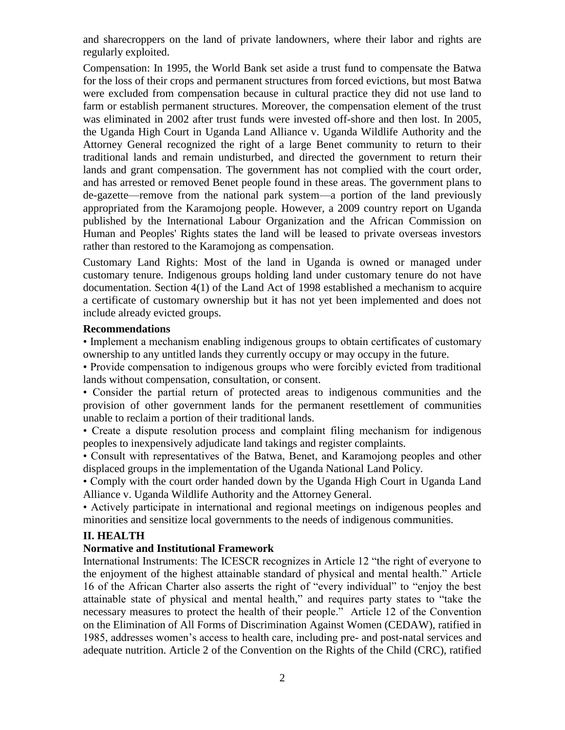and sharecroppers on the land of private landowners, where their labor and rights are regularly exploited.

Compensation: In 1995, the World Bank set aside a trust fund to compensate the Batwa for the loss of their crops and permanent structures from forced evictions, but most Batwa were excluded from compensation because in cultural practice they did not use land to farm or establish permanent structures. Moreover, the compensation element of the trust was eliminated in 2002 after trust funds were invested off-shore and then lost. In 2005, the Uganda High Court in Uganda Land Alliance v. Uganda Wildlife Authority and the Attorney General recognized the right of a large Benet community to return to their traditional lands and remain undisturbed, and directed the government to return their lands and grant compensation. The government has not complied with the court order, and has arrested or removed Benet people found in these areas. The government plans to de-gazette—remove from the national park system—a portion of the land previously appropriated from the Karamojong people. However, a 2009 country report on Uganda published by the International Labour Organization and the African Commission on Human and Peoples' Rights states the land will be leased to private overseas investors rather than restored to the Karamojong as compensation.

Customary Land Rights: Most of the land in Uganda is owned or managed under customary tenure. Indigenous groups holding land under customary tenure do not have documentation. Section 4(1) of the Land Act of 1998 established a mechanism to acquire a certificate of customary ownership but it has not yet been implemented and does not include already evicted groups.

**Recommendations**

- Implement a mechanism enabling indigenous groups to obtain certificates of customary ownership to any untitled lands they currently occupy or may occupy in the future.
- Provide compensation to indigenous groups who were forcibly evicted from traditional lands without compensation, consultation, or consent.
- Consider the partial return of protected areas to indigenous communities and the provision of other government lands for the permanent resettlement of communities unable to reclaim a portion of their traditional lands.
- Create a dispute resolution process and complaint filing mechanism for indigenous peoples to inexpensively adjudicate land takings and register complaints.
- Consult with representatives of the Batwa, Benet, and Karamojong peoples and other displaced groups in the implementation of the Uganda National Land Policy.
- Comply with the court order handed down by the Uganda High Court in Uganda Land Alliance v. Uganda Wildlife Authority and the Attorney General.
- Actively participate in international and regional meetings on indigenous peoples and minorities and sensitize local governments to the needs of indigenous communities.

## II. HEALTH

**Normative and Institutional Framework**

International Instruments: The ICESCR recognizes in Article 12 "the right of everyone to the enjoyment of the highest attainable standard of physical and mental health." Article 16 of the African Charter also asserts the right of "every individual" to "enjoy the best attainable state of physical and mental health," and requires party states to "take the necessary measures to protect the health of their people." Article 12 of the Convention on the Elimination of All Forms of Discrimination Against Women (CEDAW), ratified in 1985, addresses women's access to health care, including pre- and post-natal services and adequate nutrition. Article 2 of the Convention on the Rights of the Child (CRC), ratified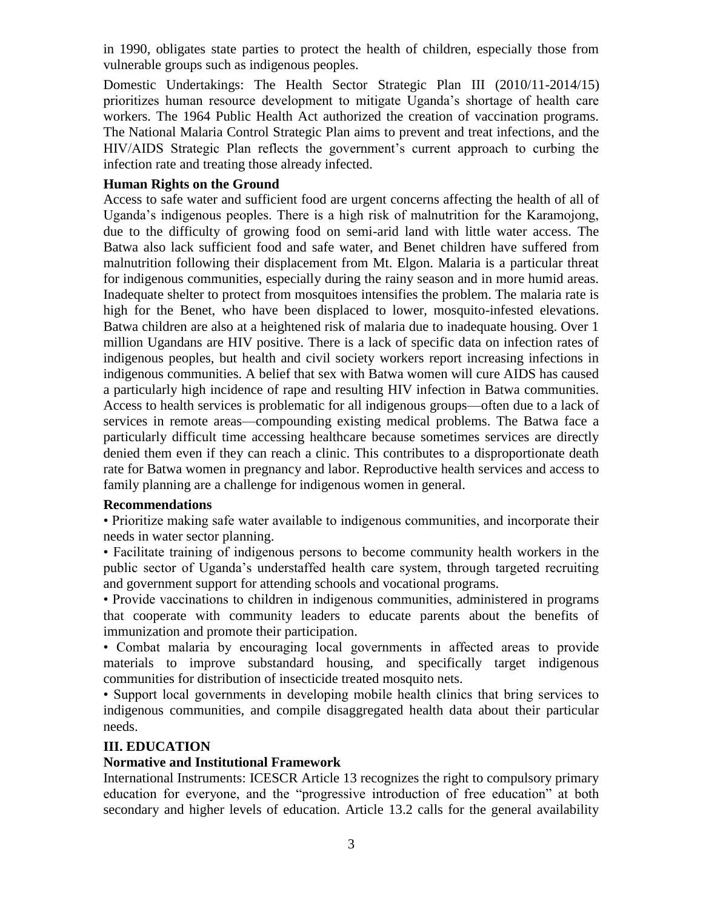in 1990, obligates state parties to protect the health of children, especially those from vulnerable groups such as indigenous peoples.

Domestic Undertakings: The Health Sector Strategic Plan III (2010/11-2014/15) prioritizes human resource development to mitigate Uganda's shortage of health care workers. The 1964 Public Health Act authorized the creation of vaccination programs. The National Malaria Control Strategic Plan aims to prevent and treat infections, and the HIV/AIDS Strategic Plan reflects the government's current approach to curbing the infection rate and treating those already infected.

**Human Rights on the Ground**

Access to safe water and sufficient food are urgent concerns affecting the health of all of Uganda's indigenous peoples. There is a high risk of malnutrition for the Karamojong, due to the difficulty of growing food on semi-arid land with little water access. The Batwa also lack sufficient food and safe water, and Benet children have suffered from malnutrition following their displacement from Mt. Elgon. Malaria is a particular threat for indigenous communities, especially during the rainy season and in more humid areas. Inadequate shelter to protect from mosquitoes intensifies the problem. The malaria rate is high for the Benet, who have been displaced to lower, mosquito-infested elevations. Batwa children are also at a heightened risk of malaria due to inadequate housing. Over 1 million Ugandans are HIV positive. There is a lack of specific data on infection rates of indigenous peoples, but health and civil society workers report increasing infections in indigenous communities. A belief that sex with Batwa women will cure AIDS has caused a particularly high incidence of rape and resulting HIV infection in Batwa communities. Access to health services is problematic for all indigenous groups—often due to a lack of services in remote areas—compounding existing medical problems. The Batwa face a particularly difficult time accessing healthcare because sometimes services are directly denied them even if they can reach a clinic. This contributes to a disproportionate death rate for Batwa women in pregnancy and labor. Reproductive health services and access to family planning are a challenge for indigenous women in general.

**Recommendations**

• Prioritize making safe water available to indigenous communities, and incorporate their needs in water sector planning.

• Facilitate training of indigenous persons to become community health workers in the public sector of Uganda's understaffed health care system, through targeted recruiting and government support for attending schools and vocational programs.

• Provide vaccinations to children in indigenous communities, administered in programs that cooperate with community leaders to educate parents about the benefits of immunization and promote their participation.

• Combat malaria by encouraging local governments in affected areas to provide materials to improve substandard housing, and specifically target indigenous communities for distribution of insecticide treated mosquito nets.

• Support local governments in developing mobile health clinics that bring services to indigenous communities, and compile disaggregated health data about their particular needs.

## III. EDUCATION

**Normative and Institutional Framework**

International Instruments: ICESCR Article 13 recognizes the right to compulsory primary education for everyone, and the "progressive introduction of free education" at both secondary and higher levels of education. Article 13.2 calls for the general availability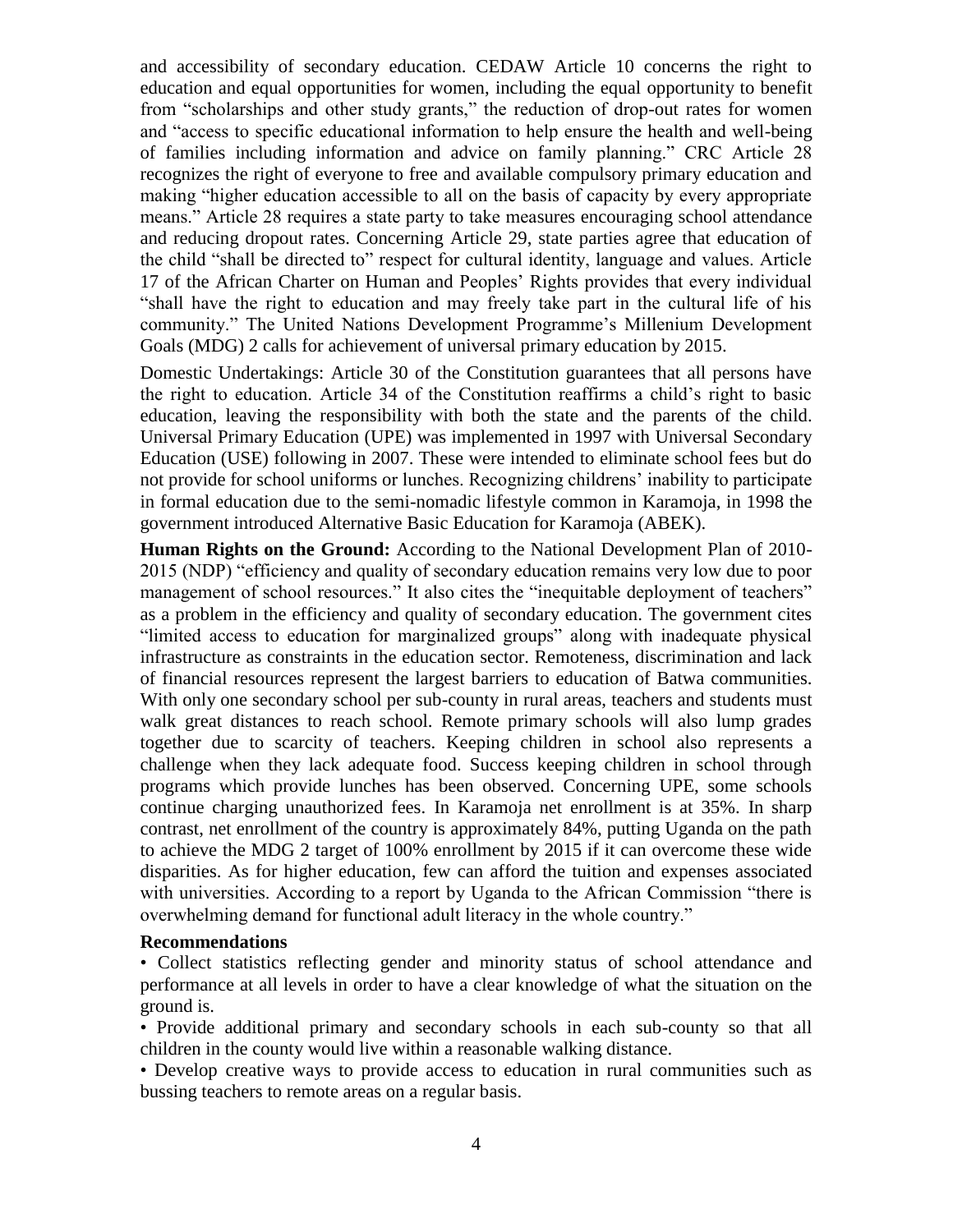and accessibility of secondary education. CEDAW Article 10 concerns the right to education and equal opportunities for women, including the equal opportunity to benefit from "scholarships and other study grants," the reduction of drop-out rates for women and "access to specific educational information to help ensure the health and well-being of families including information and advice on family planning." CRC Article 28 recognizes the right of everyone to free and available compulsory primary education and making "higher education accessible to all on the basis of capacity by every appropriate means." Article 28 requires a state party to take measures encouraging school attendance and reducing dropout rates. Concerning Article 29, state parties agree that education of the child "shall be directed to" respect for cultural identity, language and values. Article 17 of the African Charter on Human and Peoples' Rights provides that every individual "shall have the right to education and may freely take part in the cultural life of his community." The United Nations Development Programme's Millenium Development Goals (MDG) 2 calls for achievement of universal primary education by 2015.

Domestic Undertakings: Article 30 of the Constitution guarantees that all persons have the right to education. Article 34 of the Constitution reaffirms a child's right to basic education, leaving the responsibility with both the state and the parents of the child. Universal Primary Education (UPE) was implemented in 1997 with Universal Secondary Education (USE) following in 2007. These were intended to eliminate school fees but do not provide for school uniforms or lunches. Recognizing childrens' inability to participate in formal education due to the semi-nomadic lifestyle common in Karamoja, in 1998 the government introduced Alternative Basic Education for Karamoja (ABEK).

**Human Rights on the Ground:** According to the National Development Plan of 2010-2015 (NDP) "efficiency and quality of secondary education remains very low due to poor management of school resources." It also cites the "inequitable deployment of teachers" as a problem in the efficiency and quality of secondary education. The government cites "limited access to education for marginalized groups" along with inadequate physical infrastructure as constraints in the education sector. Remoteness, discrimination and lack of financial resources represent the largest barriers to education of Batwa communities. With only one secondary school per sub-county in rural areas, teachers and students must walk great distances to reach school. Remote primary schools will also lump grades together due to scarcity of teachers. Keeping children in school also represents a challenge when they lack adequate food. Success keeping children in school through programs which provide lunches has been observed. Concerning UPE, some schools continue charging unauthorized fees. In Karamoja net enrollment is at 35%. In sharp contrast, net enrollment of the country is approximately 84%, putting Uganda on the path to achieve the MDG 2 target of 100% enrollment by 2015 if it can overcome these wide disparities. As for higher education, few can afford the tuition and expenses associated with universities. According to a report by Uganda to the African Commission "there is overwhelming demand for functional adult literacy in the whole country."

**Recommendations**

- Collect statistics reflecting gender and minority status of school attendance and performance at all levels in order to have a clear knowledge of what the situation on the ground is.
- Provide additional primary and secondary schools in each sub-county so that all children in the county would live within a reasonable walking distance.
- Develop creative ways to provide access to education in rural communities such as bussing teachers to remote areas on a regular basis.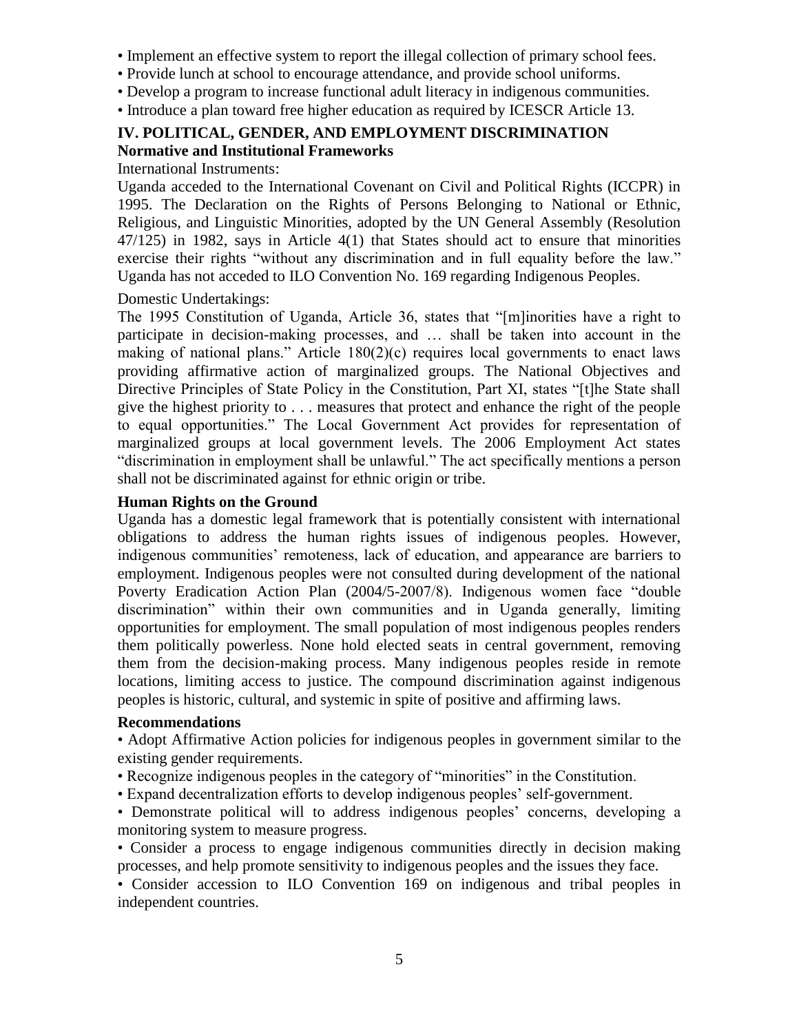- Implement an effective system to report the illegal collection of primary school fees.
- Provide lunch at school to encourage attendance, and provide school uniforms.
- Develop a program to increase functional adult literacy in indigenous communities.
- Introduce a plan toward free higher education as required by ICESCR Article 13.

## IV. POLITICAL, GENDER, AND EMPLOYMENT DISCRIMINATION

### Normative and Institutional Frameworks

International Instruments:

Uganda acceded to the International Covenant on Civil and Political Rights (ICCPR) in 1995. The Declaration on the Rights of Persons Belonging to National or Ethnic, Religious, and Linguistic Minorities, adopted by the UN General Assembly (Resolution 47/125) in 1982, says in Article 4(1) that States should act to ensure that minorities exercise their rights "without any discrimination and in full equality before the law." Uganda has not acceded to ILO Convention No. 169 regarding Indigenous Peoples.

Domestic Undertakings:

The 1995 Constitution of Uganda, Article 36, states that "[m]inorities have a right to participate in decision-making processes, and … shall be taken into account in the making of national plans." Article 180(2)(c) requires local governments to enact laws providing affirmative action of marginalized groups. The National Objectives and Directive Principles of State Policy in the Constitution, Part XI, states "[t]he State shall give the highest priority to . . . measures that protect and enhance the right of the people to equal opportunities." The Local Government Act provides for representation of marginalized groups at local government levels. The 2006 Employment Act states "discrimination in employment shall be unlawful." The act specifically mentions a person shall not be discriminated against for ethnic origin or tribe.

### Human Rights on the Ground

Uganda has a domestic legal framework that is potentially consistent with international obligations to address the human rights issues of indigenous peoples. However, indigenous communities' remoteness, lack of education, and appearance are barriers to employment. Indigenous peoples were not consulted during development of the national Poverty Eradication Action Plan (2004/5-2007/8). Indigenous women face "double discrimination" within their own communities and in Uganda generally, limiting opportunities for employment. The small population of most indigenous peoples renders them politically powerless. None hold elected seats in central government, removing them from the decision-making process. Many indigenous peoples reside in remote locations, limiting access to justice. The compound discrimination against indigenous peoples is historic, cultural, and systemic in spite of positive and affirming laws.

### Recommendations

- Adopt Affirmative Action policies for indigenous peoples in government similar to the existing gender requirements.
- Recognize indigenous peoples in the category of "minorities" in the Constitution.
- Expand decentralization efforts to develop indigenous peoples' self-government.
- Demonstrate political will to address indigenous peoples' concerns, developing a monitoring system to measure progress.
- Consider a process to engage indigenous communities directly in decision making processes, and help promote sensitivity to indigenous peoples and the issues they face.
- Consider accession to ILO Convention 169 on indigenous and tribal peoples in independent countries.